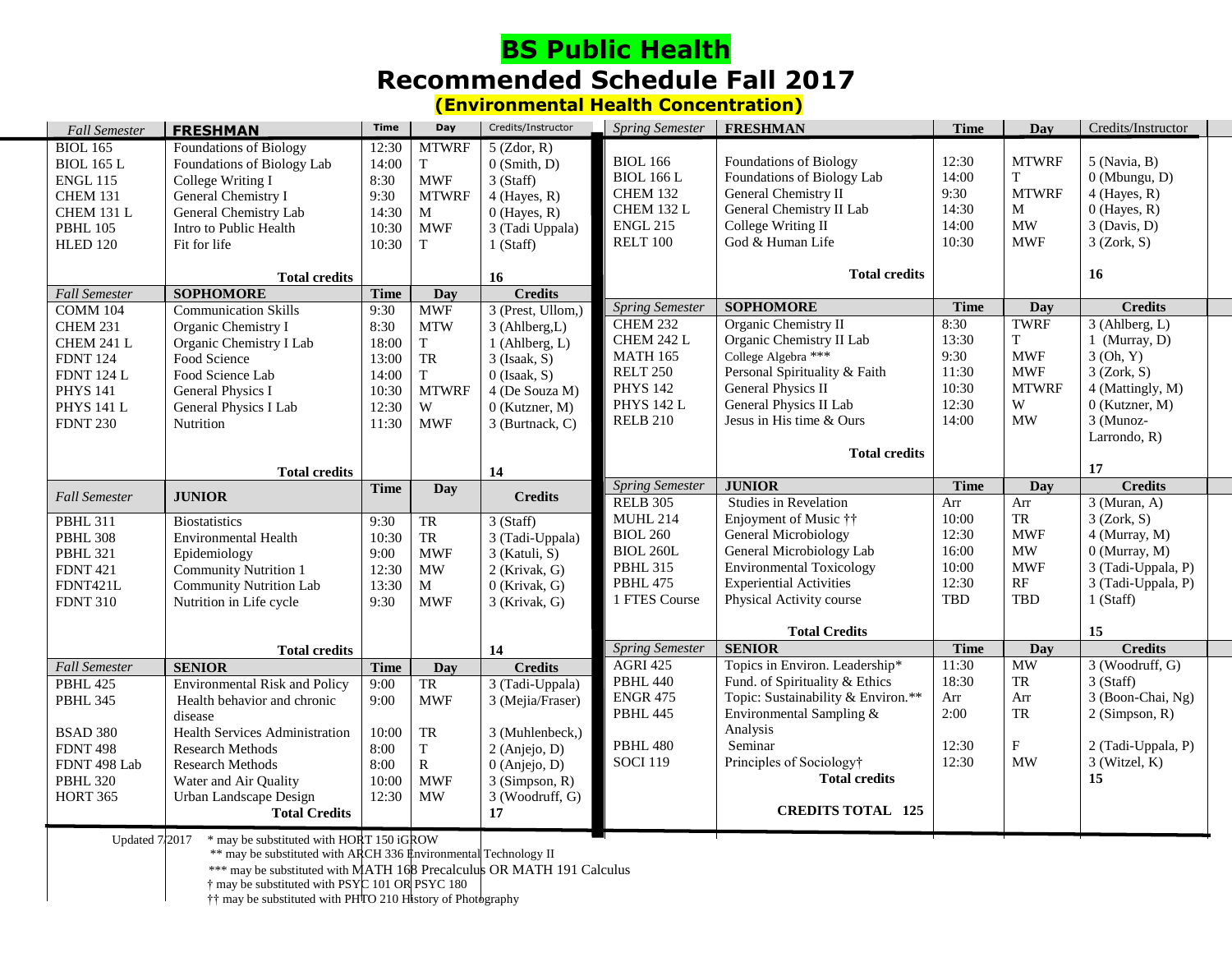# BS Public Health

## Recommended Schedule Fall 2017

### (Environmental Health Concentration)

| Fall Semester | FRESHMAN | Time | Day | Credits/Instructor |
|---|---|---|---|---|
| BIOL 165 | Foundations of Biology | 12:30 | MTWRF | 5 (Zdor, R) |
| BIOL 165 L | Foundations of Biology Lab | 14:00 | T | 0 (Smith, D) |
| ENGL 115 | College Writing I | 8:30 | MWF | 3 (Staff) |
| CHEM 131 | General Chemistry I | 9:30 | MTWRF | 4 (Hayes, R) |
| CHEM 131 L | General Chemistry Lab | 14:30 | M | 0 (Hayes, R) |
| PBHL 105 | Intro to Public Health | 10:30 | MWF | 3 (Tadi Uppala) |
| HLED 120 | Fit for life | 10:30 | T | 1 (Staff) |
| | **Total credits** | | | **16** |

| Spring Semester | FRESHMAN | Time | Day | Credits/Instructor |
|---|---|---|---|---|
| BIOL 166 | Foundations of Biology | 12:30 | MTWRF | 5 (Navia, B) |
| BIOL 166 L | Foundations of Biology Lab | 14:00 | T | 0 (Mbungu, D) |
| CHEM 132 | General Chemistry II | 9:30 | MTWRF | 4 (Hayes, R) |
| CHEM 132 L | General Chemistry II Lab | 14:30 | M | 0 (Hayes, R) |
| ENGL 215 | College Writing II | 14:00 | MW | 3 (Davis, D) |
| RELT 100 | God & Human Life | 10:30 | MWF | 3 (Zork, S) |
| | **Total credits** | | | **16** |

| Fall Semester | SOPHOMORE | Time | Day | Credits |
|---|---|---|---|---|
| COMM 104 | Communication Skills | 9:30 | MWF | 3 (Prest, Ullom,) |
| CHEM 231 | Organic Chemistry I | 8:30 | MTW | 3 (Ahlberg,L) |
| CHEM 241 L | Organic Chemistry I Lab | 18:00 | T | 1 (Ahlberg, L) |
| FDNT 124 | Food Science | 13:00 | TR | 3 (Isaak, S) |
| FDNT 124 L | Food Science Lab | 14:00 | T | 0 (Isaak, S) |
| PHYS 141 | General Physics I | 10:30 | MTWRF | 4 (De Souza M) |
| PHYS 141 L | General Physics I Lab | 12:30 | W | 0 (Kutzner, M) |
| FDNT 230 | Nutrition | 11:30 | MWF | 3 (Burtnack, C) |
| | **Total credits** | | | **14** |

| Spring Semester | SOPHOMORE | Time | Day | Credits |
|---|---|---|---|---|
| CHEM 232 | Organic Chemistry II | 8:30 | TWRF | 3 (Ahlberg, L) |
| CHEM 242 L | Organic Chemistry II Lab | 13:30 | T | 1 (Murray, D) |
| MATH 165 | College Algebra *** | 9:30 | MWF | 3 (Oh, Y) |
| RELT 250 | Personal Spirituality & Faith | 11:30 | MWF | 3 (Zork, S) |
| PHYS 142 | General Physics II | 10:30 | MTWRF | 4 (Mattingly, M) |
| PHYS 142 L | General Physics II Lab | 12:30 | W | 0 (Kutzner, M) |
| RELB 210 | Jesus in His time & Ours | 14:00 | MW | 3 (Munoz-Larrondo, R) |
| | **Total credits** | | | **17** |

| Fall Semester | JUNIOR | Time | Day | Credits |
|---|---|---|---|---|
| PBHL 311 | Biostatistics | 9:30 | TR | 3 (Staff) |
| PBHL 308 | Environmental Health | 10:30 | TR | 3 (Tadi-Uppala) |
| PBHL 321 | Epidemiology | 9:00 | MWF | 3 (Katuli, S) |
| FDNT 421 | Community Nutrition 1 | 12:30 | MW | 2 (Krivak, G) |
| FDNT421L | Community Nutrition Lab | 13:30 | M | 0 (Krivak, G) |
| FDNT 310 | Nutrition in Life cycle | 9:30 | MWF | 3 (Krivak, G) |
| | **Total credits** | | | **14** |

| Spring Semester | JUNIOR | Time | Day | Credits |
|---|---|---|---|---|
| RELB 305 | Studies in Revelation | Arr | Arr | 3 (Muran, A) |
| MUHL 214 | Enjoyment of Music †† | 10:00 | TR | 3 (Zork, S) |
| BIOL 260 | General Microbiology | 12:30 | MWF | 4 (Murray, M) |
| BIOL 260L | General Microbiology Lab | 16:00 | MW | 0 (Murray, M) |
| PBHL 315 | Environmental Toxicology | 10:00 | MWF | 3 (Tadi-Uppala, P) |
| PBHL 475 | Experiential Activities | 12:30 | RF | 3 (Tadi-Uppala, P) |
| 1 FTES Course | Physical Activity course | TBD | TBD | 1 (Staff) |
| | **Total Credits** | | | **15** |

| Fall Semester | SENIOR | Time | Day | Credits |
|---|---|---|---|---|
| PBHL 425 | Environmental Risk and Policy | 9:00 | TR | 3 (Tadi-Uppala) |
| PBHL 345 | Health behavior and chronic disease | 9:00 | MWF | 3 (Mejia/Fraser) |
| BSAD 380 | Health Services Administration | 10:00 | TR | 3 (Muhlenbeck,) |
| FDNT 498 | Research Methods | 8:00 | T | 2 (Anjejo, D) |
| FDNT 498 Lab | Research Methods | 8:00 | R | 0 (Anjejo, D) |
| PBHL 320 | Water and Air Quality | 10:00 | MWF | 3 (Simpson, R) |
| HORT 365 | Urban Landscape Design | 12:30 | MW | 3 (Woodruff, G) |
| | **Total Credits** | | | **17** |

| Spring Semester | SENIOR | Time | Day | Credits |
|---|---|---|---|---|
| AGRI 425 | Topics in Environ. Leadership* | 11:30 | MW | 3 (Woodruff, G) |
| PBHL 440 | Fund. of Spirituality & Ethics | 18:30 | TR | 3 (Staff) |
| ENGR 475 | Topic: Sustainability & Environ.** | Arr | Arr | 3 (Boon-Chai, Ng) |
| PBHL 445 | Environmental Sampling & Analysis | 2:00 | TR | 2 (Simpson, R) |
| PBHL 480 | Seminar | 12:30 | F | 2 (Tadi-Uppala, P) |
| SOCI 119 | Principles of Sociology† | 12:30 | MW | 3 (Witzel, K) |
| | **Total credits** | | | **15** |
| | **CREDITS TOTAL 125** | | | |

Updated 7/2017

\* may be substituted with HORT 150 iGROW

\** may be substituted with ARCH 336 Environmental Technology II

\*** may be substituted with MATH 168 Precalculus OR MATH 191 Calculus

† may be substituted with PSYC 101 OR PSYC 180

†† may be substituted with PHTO 210 History of Photography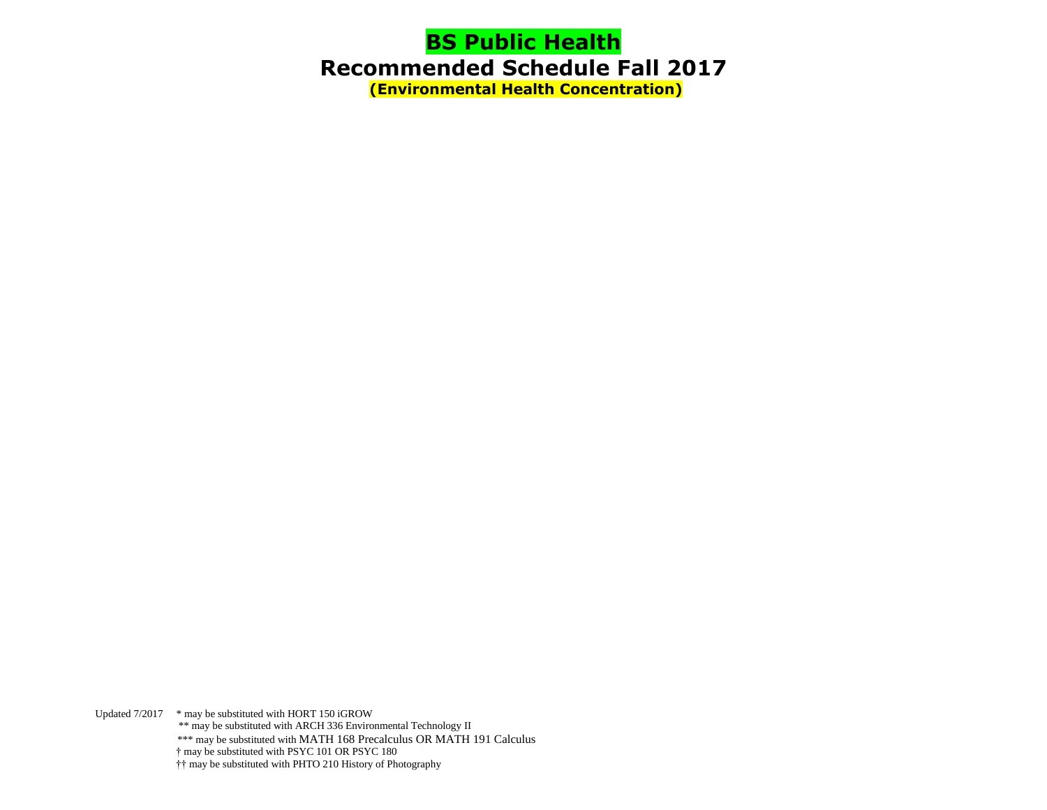# BS Public Health

# Recommended Schedule Fall 2017

## (Environmental Health Concentration)

Updated 7/2017

\* may be substituted with HORT 150 iGROW

\*\* may be substituted with ARCH 336 Environmental Technology II

\*\*\* may be substituted with MATH 168 Precalculus OR MATH 191 Calculus

† may be substituted with PSYC 101 OR PSYC 180

†† may be substituted with PHTO 210 History of Photography